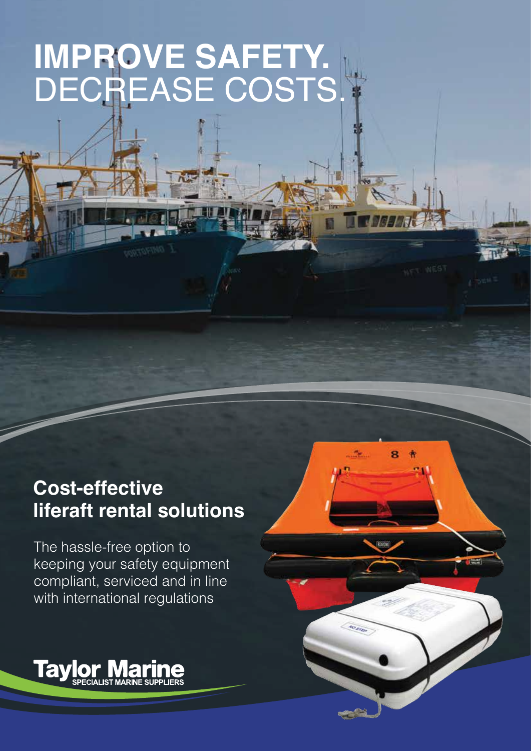# IMPROVE SAFETY.
# DECREASE COSTS.

## Cost-effective liferaft rental solutions

The hassle-free option to keeping your safety equipment compliant, serviced and in line with international regulations

**Taylor Marine**
SPECIALIST MARINE SUPPLIERS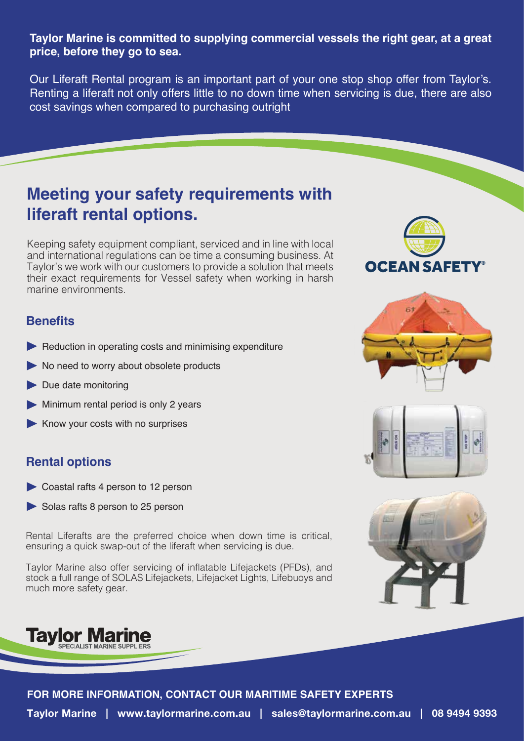**Taylor Marine is committed to supplying commercial vessels the right gear, at a great price, before they go to sea.**

Our Liferaft Rental program is an important part of your one stop shop offer from Taylor's. Renting a liferaft not only offers little to no down time when servicing is due, there are also cost savings when compared to purchasing outright

# Meeting your safety requirements with liferaft rental options.

Keeping safety equipment compliant, serviced and in line with local and international regulations can be time a consuming business. At Taylor's we work with our customers to provide a solution that meets their exact requirements for Vessel safety when working in harsh marine environments.

OCEAN SAFETY®

## Benefits

- Reduction in operating costs and minimising expenditure
- No need to worry about obsolete products
- Due date monitoring
- Minimum rental period is only 2 years
- Know your costs with no surprises

## Rental options

- Coastal rafts 4 person to 12 person
- Solas rafts 8 person to 25 person

Rental Liferafts are the preferred choice when down time is critical, ensuring a quick swap-out of the liferaft when servicing is due.

Taylor Marine also offer servicing of inflatable Lifejackets (PFDs), and stock a full range of SOLAS Lifejackets, Lifejacket Lights, Lifebuoys and much more safety gear.

Taylor Marine
SPECIALIST MARINE SUPPLIERS

**FOR MORE INFORMATION, CONTACT OUR MARITIME SAFETY EXPERTS**

**Taylor Marine | www.taylormarine.com.au | sales@taylormarine.com.au | 08 9494 9393**